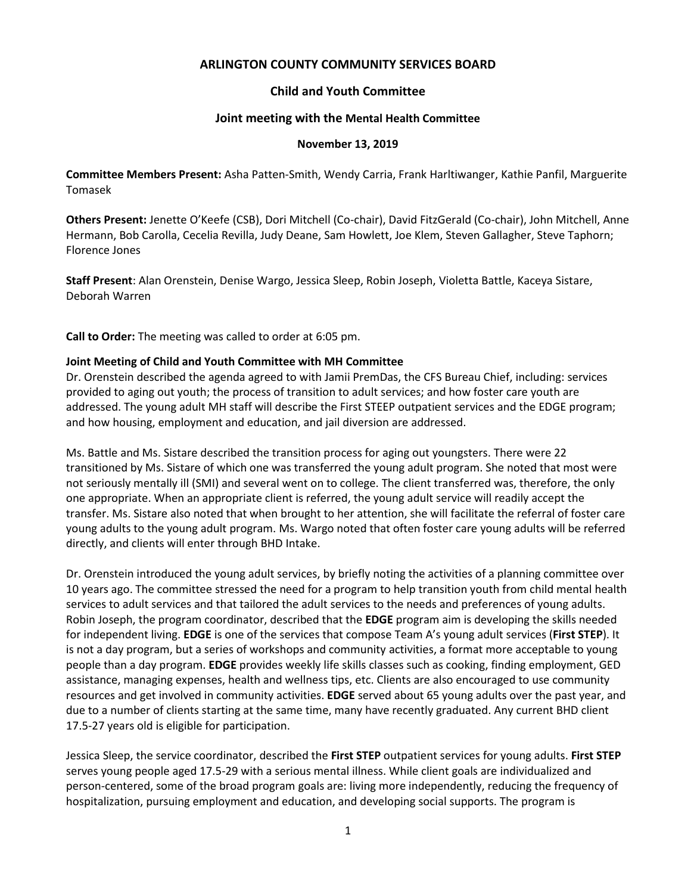# ARLINGTON COUNTY COMMUNITY SERVICES BOARD

## Child and Youth Committee

### Joint meeting with the Mental Health Committee

**November 13, 2019**

**Committee Members Present:** Asha Patten-Smith, Wendy Carria, Frank Harltiwanger, Kathie Panfil, Marguerite Tomasek

**Others Present:** Jenette O'Keefe (CSB), Dori Mitchell (Co-chair), David FitzGerald (Co-chair), John Mitchell, Anne Hermann, Bob Carolla, Cecelia Revilla, Judy Deane, Sam Howlett, Joe Klem, Steven Gallagher, Steve Taphorn; Florence Jones

**Staff Present**: Alan Orenstein, Denise Wargo, Jessica Sleep, Robin Joseph, Violetta Battle, Kaceya Sistare, Deborah Warren

**Call to Order:** The meeting was called to order at 6:05 pm.

**Joint Meeting of Child and Youth Committee with MH Committee**

Dr. Orenstein described the agenda agreed to with Jamii PremDas, the CFS Bureau Chief, including: services provided to aging out youth; the process of transition to adult services; and how foster care youth are addressed. The young adult MH staff will describe the First STEEP outpatient services and the EDGE program; and how housing, employment and education, and jail diversion are addressed.

Ms. Battle and Ms. Sistare described the transition process for aging out youngsters. There were 22 transitioned by Ms. Sistare of which one was transferred the young adult program. She noted that most were not seriously mentally ill (SMI) and several went on to college. The client transferred was, therefore, the only one appropriate. When an appropriate client is referred, the young adult service will readily accept the transfer. Ms. Sistare also noted that when brought to her attention, she will facilitate the referral of foster care young adults to the young adult program. Ms. Wargo noted that often foster care young adults will be referred directly, and clients will enter through BHD Intake.

Dr. Orenstein introduced the young adult services, by briefly noting the activities of a planning committee over 10 years ago. The committee stressed the need for a program to help transition youth from child mental health services to adult services and that tailored the adult services to the needs and preferences of young adults. Robin Joseph, the program coordinator, described that the **EDGE** program aim is developing the skills needed for independent living. **EDGE** is one of the services that compose Team A's young adult services (**First STEP**). It is not a day program, but a series of workshops and community activities, a format more acceptable to young people than a day program. **EDGE** provides weekly life skills classes such as cooking, finding employment, GED assistance, managing expenses, health and wellness tips, etc. Clients are also encouraged to use community resources and get involved in community activities. **EDGE** served about 65 young adults over the past year, and due to a number of clients starting at the same time, many have recently graduated. Any current BHD client 17.5-27 years old is eligible for participation.

Jessica Sleep, the service coordinator, described the **First STEP** outpatient services for young adults. **First STEP** serves young people aged 17.5-29 with a serious mental illness. While client goals are individualized and person-centered, some of the broad program goals are: living more independently, reducing the frequency of hospitalization, pursuing employment and education, and developing social supports. The program is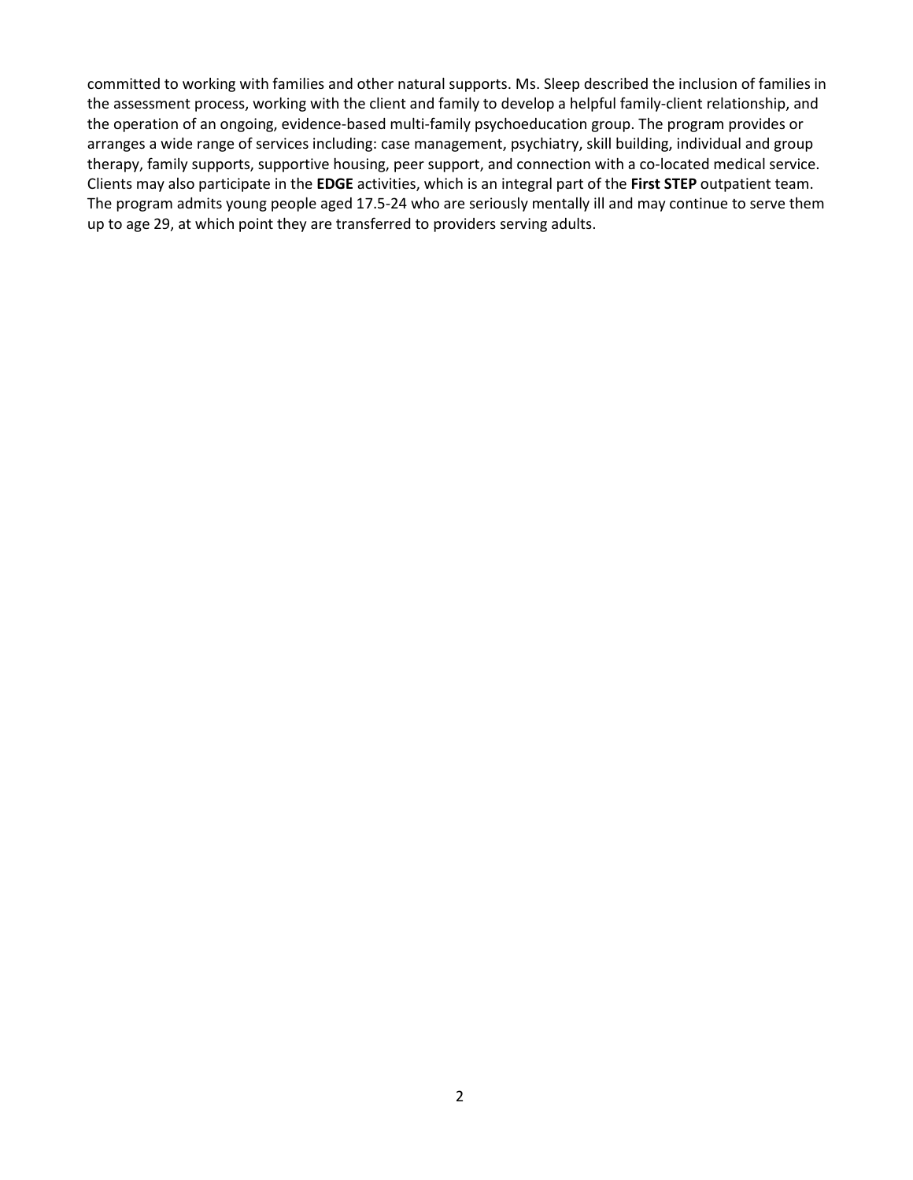committed to working with families and other natural supports. Ms. Sleep described the inclusion of families in the assessment process, working with the client and family to develop a helpful family-client relationship, and the operation of an ongoing, evidence-based multi-family psychoeducation group. The program provides or arranges a wide range of services including: case management, psychiatry, skill building, individual and group therapy, family supports, supportive housing, peer support, and connection with a co-located medical service. Clients may also participate in the **EDGE** activities, which is an integral part of the **First STEP** outpatient team. The program admits young people aged 17.5-24 who are seriously mentally ill and may continue to serve them up to age 29, at which point they are transferred to providers serving adults.